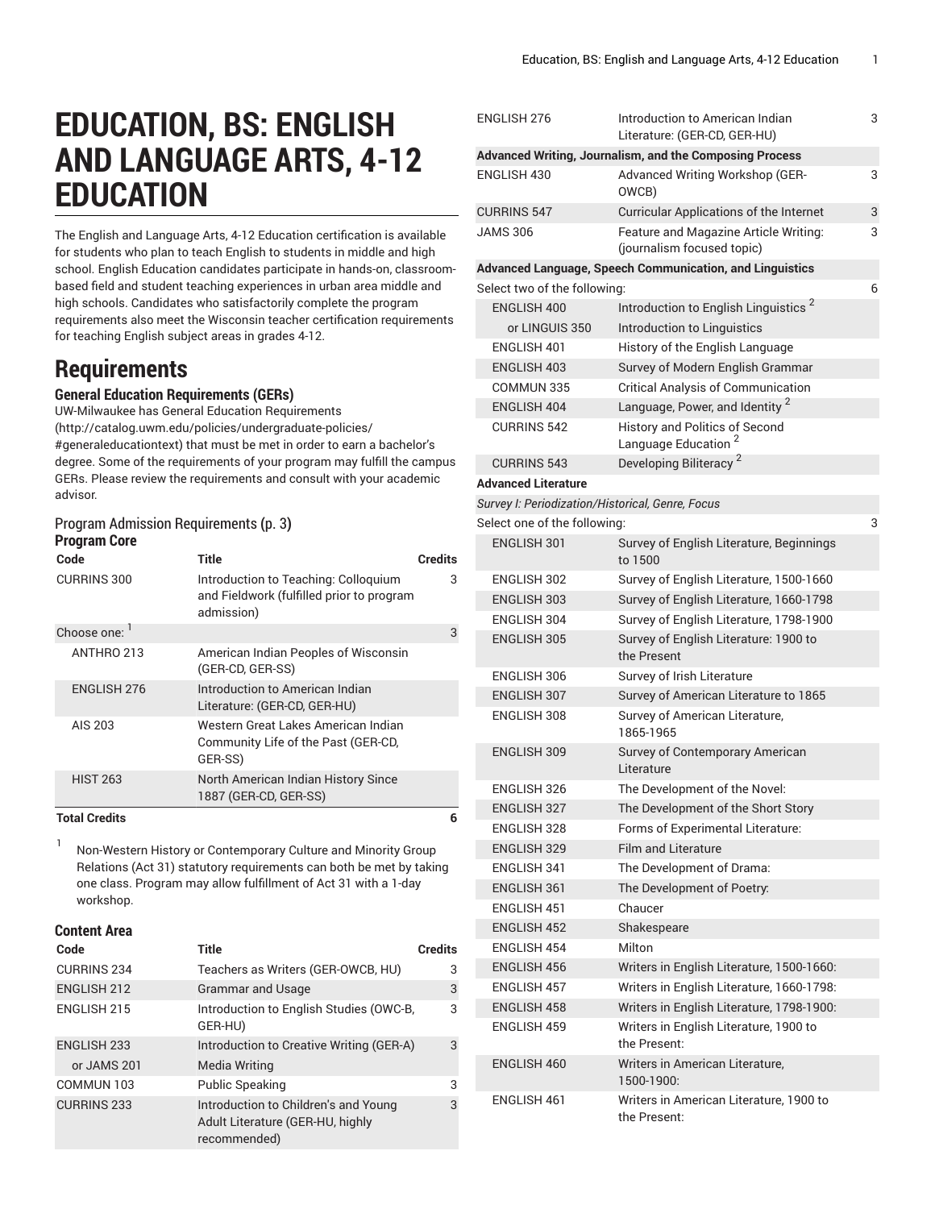# EDUCATION, BS: ENGLISH AND LANGUAGE ARTS, 4-12 EDUCATION

The English and Language Arts, 4-12 Education certification is available for students who plan to teach English to students in middle and high school. English Education candidates participate in hands-on, classroom-based field and student teaching experiences in urban area middle and high schools. Candidates who satisfactorily complete the program requirements also meet the Wisconsin teacher certification requirements for teaching English subject areas in grades 4-12.

## Requirements

### General Education Requirements (GERs)

UW-Milwaukee has General Education Requirements (http://catalog.uwm.edu/policies/undergraduate-policies/#generaleducationtext) that must be met in order to earn a bachelor's degree. Some of the requirements of your program may fulfill the campus GERs. Please review the requirements and consult with your academic advisor.

Program Admission Requirements (p. 3)

### Program Core

| Code | Title | Credits |
|---|---|---|
| CURRINS 300 | Introduction to Teaching: Colloquium and Fieldwork (fulfilled prior to program admission) | 3 |
| Choose one: [1] | | 3 |
| ANTHRO 213 | American Indian Peoples of Wisconsin (GER-CD, GER-SS) | |
| ENGLISH 276 | Introduction to American Indian Literature: (GER-CD, GER-HU) | |
| AIS 203 | Western Great Lakes American Indian Community Life of the Past (GER-CD, GER-SS) | |
| HIST 263 | North American Indian History Since 1887 (GER-CD, GER-SS) | |
| **Total Credits** | | **6** |

[1] Non-Western History or Contemporary Culture and Minority Group Relations (Act 31) statutory requirements can both be met by taking one class. Program may allow fulfillment of Act 31 with a 1-day workshop.

### Content Area

| Code | Title | Credits |
|---|---|---|
| CURRINS 234 | Teachers as Writers (GER-OWCB, HU) | 3 |
| ENGLISH 212 | Grammar and Usage | 3 |
| ENGLISH 215 | Introduction to English Studies (OWC-B, GER-HU) | 3 |
| ENGLISH 233 | Introduction to Creative Writing (GER-A) | 3 |
| or JAMS 201 | Media Writing | |
| COMMUN 103 | Public Speaking | 3 |
| CURRINS 233 | Introduction to Children's and Young Adult Literature (GER-HU, highly recommended) | 3 |
| ENGLISH 276 | Introduction to American Indian Literature: (GER-CD, GER-HU) | 3 |
| **Advanced Writing, Journalism, and the Composing Process** | | |
| ENGLISH 430 | Advanced Writing Workshop (GER-OWCB) | 3 |
| CURRINS 547 | Curricular Applications of the Internet | 3 |
| JAMS 306 | Feature and Magazine Article Writing: (journalism focused topic) | 3 |
| **Advanced Language, Speech Communication, and Linguistics** | | |
| Select two of the following: | | 6 |
| ENGLISH 400 | Introduction to English Linguistics [2] | |
| or LINGUIS 350 | Introduction to Linguistics | |
| ENGLISH 401 | History of the English Language | |
| ENGLISH 403 | Survey of Modern English Grammar | |
| COMMUN 335 | Critical Analysis of Communication | |
| ENGLISH 404 | Language, Power, and Identity [2] | |
| CURRINS 542 | History and Politics of Second Language Education [2] | |
| CURRINS 543 | Developing Biliteracy [2] | |
| **Advanced Literature** | | |
| *Survey I: Periodization/Historical, Genre, Focus* | | |
| Select one of the following: | | 3 |
| ENGLISH 301 | Survey of English Literature, Beginnings to 1500 | |
| ENGLISH 302 | Survey of English Literature, 1500-1660 | |
| ENGLISH 303 | Survey of English Literature, 1660-1798 | |
| ENGLISH 304 | Survey of English Literature, 1798-1900 | |
| ENGLISH 305 | Survey of English Literature: 1900 to the Present | |
| ENGLISH 306 | Survey of Irish Literature | |
| ENGLISH 307 | Survey of American Literature to 1865 | |
| ENGLISH 308 | Survey of American Literature, 1865-1965 | |
| ENGLISH 309 | Survey of Contemporary American Literature | |
| ENGLISH 326 | The Development of the Novel: | |
| ENGLISH 327 | The Development of the Short Story | |
| ENGLISH 328 | Forms of Experimental Literature: | |
| ENGLISH 329 | Film and Literature | |
| ENGLISH 341 | The Development of Drama: | |
| ENGLISH 361 | The Development of Poetry: | |
| ENGLISH 451 | Chaucer | |
| ENGLISH 452 | Shakespeare | |
| ENGLISH 454 | Milton | |
| ENGLISH 456 | Writers in English Literature, 1500-1660: | |
| ENGLISH 457 | Writers in English Literature, 1660-1798: | |
| ENGLISH 458 | Writers in English Literature, 1798-1900: | |
| ENGLISH 459 | Writers in English Literature, 1900 to the Present: | |
| ENGLISH 460 | Writers in American Literature, 1500-1900: | |
| ENGLISH 461 | Writers in American Literature, 1900 to the Present: | |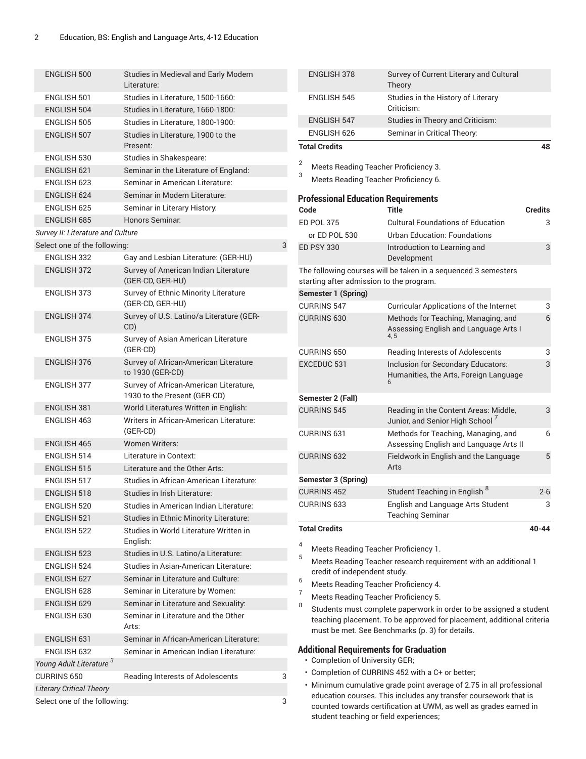| | | |
|---|---|---|
| ENGLISH 500 | Studies in Medieval and Early Modern Literature: | |
| ENGLISH 501 | Studies in Literature, 1500-1660: | |
| ENGLISH 504 | Studies in Literature, 1660-1800: | |
| ENGLISH 505 | Studies in Literature, 1800-1900: | |
| ENGLISH 507 | Studies in Literature, 1900 to the Present: | |
| ENGLISH 530 | Studies in Shakespeare: | |
| ENGLISH 621 | Seminar in the Literature of England: | |
| ENGLISH 623 | Seminar in American Literature: | |
| ENGLISH 624 | Seminar in Modern Literature: | |
| ENGLISH 625 | Seminar in Literary History: | |
| ENGLISH 685 | Honors Seminar: | |
| *Survey II: Literature and Culture* | | |
| Select one of the following: | | 3 |
| ENGLISH 332 | Gay and Lesbian Literature: (GER-HU) | |
| ENGLISH 372 | Survey of American Indian Literature (GER-CD, GER-HU) | |
| ENGLISH 373 | Survey of Ethnic Minority Literature (GER-CD, GER-HU) | |
| ENGLISH 374 | Survey of U.S. Latino/a Literature (GER-CD) | |
| ENGLISH 375 | Survey of Asian American Literature (GER-CD) | |
| ENGLISH 376 | Survey of African-American Literature to 1930 (GER-CD) | |
| ENGLISH 377 | Survey of African-American Literature, 1930 to the Present (GER-CD) | |
| ENGLISH 381 | World Literatures Written in English: | |
| ENGLISH 463 | Writers in African-American Literature: (GER-CD) | |
| ENGLISH 465 | Women Writers: | |
| ENGLISH 514 | Literature in Context: | |
| ENGLISH 515 | Literature and the Other Arts: | |
| ENGLISH 517 | Studies in African-American Literature: | |
| ENGLISH 518 | Studies in Irish Literature: | |
| ENGLISH 520 | Studies in American Indian Literature: | |
| ENGLISH 521 | Studies in Ethnic Minority Literature: | |
| ENGLISH 522 | Studies in World Literature Written in English: | |
| ENGLISH 523 | Studies in U.S. Latino/a Literature: | |
| ENGLISH 524 | Studies in Asian-American Literature: | |
| ENGLISH 627 | Seminar in Literature and Culture: | |
| ENGLISH 628 | Seminar in Literature by Women: | |
| ENGLISH 629 | Seminar in Literature and Sexuality: | |
| ENGLISH 630 | Seminar in Literature and the Other Arts: | |
| ENGLISH 631 | Seminar in African-American Literature: | |
| ENGLISH 632 | Seminar in American Indian Literature: | |
| *Young Adult Literature* [3] | | |
| CURRINS 650 | Reading Interests of Adolescents | 3 |
| *Literary Critical Theory* | | |
| Select one of the following: | | 3 |
| ENGLISH 378 | Survey of Current Literary and Cultural Theory | |
| ENGLISH 545 | Studies in the History of Literary Criticism: | |
| ENGLISH 547 | Studies in Theory and Criticism: | |
| ENGLISH 626 | Seminar in Critical Theory: | |
| **Total Credits** | | **48** |

2. Meets Reading Teacher Proficiency 3.
3. Meets Reading Teacher Proficiency 6.

## Professional Education Requirements

| Code | Title | Credits |
|---|---|---|
| ED POL 375 | Cultural Foundations of Education | 3 |
| or ED POL 530 | Urban Education: Foundations | |
| ED PSY 330 | Introduction to Learning and Development | 3 |
| The following courses will be taken in a sequenced 3 semesters starting after admission to the program. | | |
| **Semester 1 (Spring)** | | |
| CURRINS 547 | Curricular Applications of the Internet | 3 |
| CURRINS 630 | Methods for Teaching, Managing, and Assessing English and Language Arts I [4, 5] | 6 |
| CURRINS 650 | Reading Interests of Adolescents | 3 |
| EXCEDUC 531 | Inclusion for Secondary Educators: Humanities, the Arts, Foreign Language [6] | 3 |
| **Semester 2 (Fall)** | | |
| CURRINS 545 | Reading in the Content Areas: Middle, Junior, and Senior High School [7] | 3 |
| CURRINS 631 | Methods for Teaching, Managing, and Assessing English and Language Arts II | 6 |
| CURRINS 632 | Fieldwork in English and the Language Arts | 5 |
| **Semester 3 (Spring)** | | |
| CURRINS 452 | Student Teaching in English [8] | 2-6 |
| CURRINS 633 | English and Language Arts Student Teaching Seminar | 3 |
| **Total Credits** | | **40-44** |

4. Meets Reading Teacher Proficiency 1.
5. Meets Reading Teacher research requirement with an additional 1 credit of independent study.
6. Meets Reading Teacher Proficiency 4.
7. Meets Reading Teacher Proficiency 5.
8. Students must complete paperwork in order to be assigned a student teaching placement. To be approved for placement, additional criteria must be met. See Benchmarks (p. 3) for details.

## Additional Requirements for Graduation

- Completion of University GER;
- Completion of CURRINS 452 with a C+ or better;
- Minimum cumulative grade point average of 2.75 in all professional education courses. This includes any transfer coursework that is counted towards certification at UWM, as well as grades earned in student teaching or field experiences;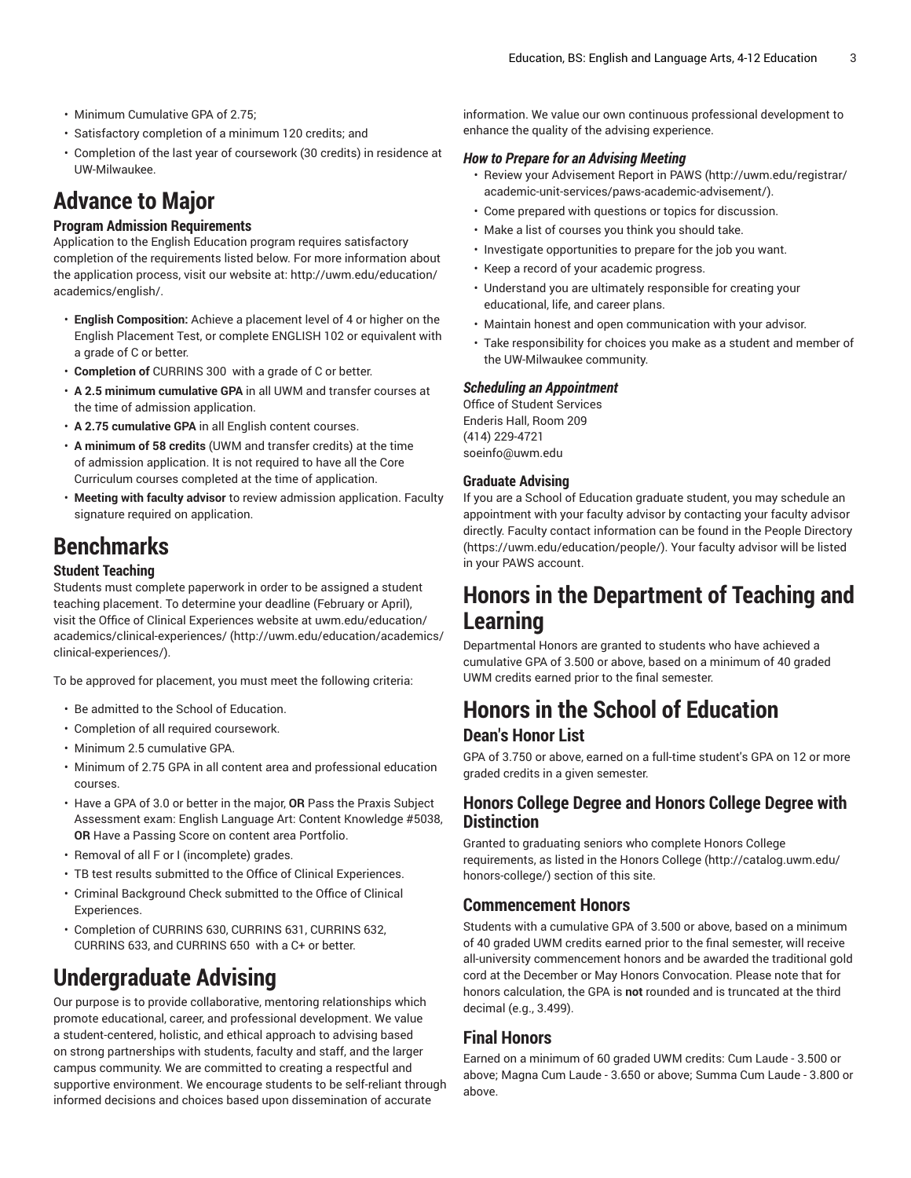- Minimum Cumulative GPA of 2.75;
- Satisfactory completion of a minimum 120 credits; and
- Completion of the last year of coursework (30 credits) in residence at UW-Milwaukee.

# Advance to Major

### Program Admission Requirements

Application to the English Education program requires satisfactory completion of the requirements listed below. For more information about the application process, visit our website at: http://uwm.edu/education/academics/english/.

- **English Composition:** Achieve a placement level of 4 or higher on the English Placement Test, or complete ENGLISH 102 or equivalent with a grade of C or better.
- **Completion of** CURRINS 300 with a grade of C or better.
- **A 2.5 minimum cumulative GPA** in all UWM and transfer courses at the time of admission application.
- **A 2.75 cumulative GPA** in all English content courses.
- **A minimum of 58 credits** (UWM and transfer credits) at the time of admission application. It is not required to have all the Core Curriculum courses completed at the time of application.
- **Meeting with faculty advisor** to review admission application. Faculty signature required on application.

# Benchmarks

### Student Teaching

Students must complete paperwork in order to be assigned a student teaching placement. To determine your deadline (February or April), visit the Office of Clinical Experiences website at uwm.edu/education/academics/clinical-experiences/ (http://uwm.edu/education/academics/clinical-experiences/).

To be approved for placement, you must meet the following criteria:

- Be admitted to the School of Education.
- Completion of all required coursework.
- Minimum 2.5 cumulative GPA.
- Minimum of 2.75 GPA in all content area and professional education courses.
- Have a GPA of 3.0 or better in the major, **OR** Pass the Praxis Subject Assessment exam: English Language Art: Content Knowledge #5038, **OR** Have a Passing Score on content area Portfolio.
- Removal of all F or I (incomplete) grades.
- TB test results submitted to the Office of Clinical Experiences.
- Criminal Background Check submitted to the Office of Clinical Experiences.
- Completion of CURRINS 630, CURRINS 631, CURRINS 632, CURRINS 633, and CURRINS 650 with a C+ or better.

# Undergraduate Advising

Our purpose is to provide collaborative, mentoring relationships which promote educational, career, and professional development. We value a student-centered, holistic, and ethical approach to advising based on strong partnerships with students, faculty and staff, and the larger campus community. We are committed to creating a respectful and supportive environment. We encourage students to be self-reliant through informed decisions and choices based upon dissemination of accurate information. We value our own continuous professional development to enhance the quality of the advising experience.

#### *How to Prepare for an Advising Meeting*

- Review your Advisement Report in PAWS (http://uwm.edu/registrar/academic-unit-services/paws-academic-advisement/).
- Come prepared with questions or topics for discussion.
- Make a list of courses you think you should take.
- Investigate opportunities to prepare for the job you want.
- Keep a record of your academic progress.
- Understand you are ultimately responsible for creating your educational, life, and career plans.
- Maintain honest and open communication with your advisor.
- Take responsibility for choices you make as a student and member of the UW-Milwaukee community.

#### *Scheduling an Appointment*

Office of Student Services
Enderis Hall, Room 209
(414) 229-4721
soeinfo@uwm.edu

### Graduate Advising

If you are a School of Education graduate student, you may schedule an appointment with your faculty advisor by contacting your faculty advisor directly. Faculty contact information can be found in the People Directory (https://uwm.edu/education/people/). Your faculty advisor will be listed in your PAWS account.

# Honors in the Department of Teaching and Learning

Departmental Honors are granted to students who have achieved a cumulative GPA of 3.500 or above, based on a minimum of 40 graded UWM credits earned prior to the final semester.

# Honors in the School of Education

## Dean's Honor List

GPA of 3.750 or above, earned on a full-time student's GPA on 12 or more graded credits in a given semester.

### Honors College Degree and Honors College Degree with Distinction

Granted to graduating seniors who complete Honors College requirements, as listed in the Honors College (http://catalog.uwm.edu/honors-college/) section of this site.

### Commencement Honors

Students with a cumulative GPA of 3.500 or above, based on a minimum of 40 graded UWM credits earned prior to the final semester, will receive all-university commencement honors and be awarded the traditional gold cord at the December or May Honors Convocation. Please note that for honors calculation, the GPA is **not** rounded and is truncated at the third decimal (e.g., 3.499).

### Final Honors

Earned on a minimum of 60 graded UWM credits: Cum Laude - 3.500 or above; Magna Cum Laude - 3.650 or above; Summa Cum Laude - 3.800 or above.